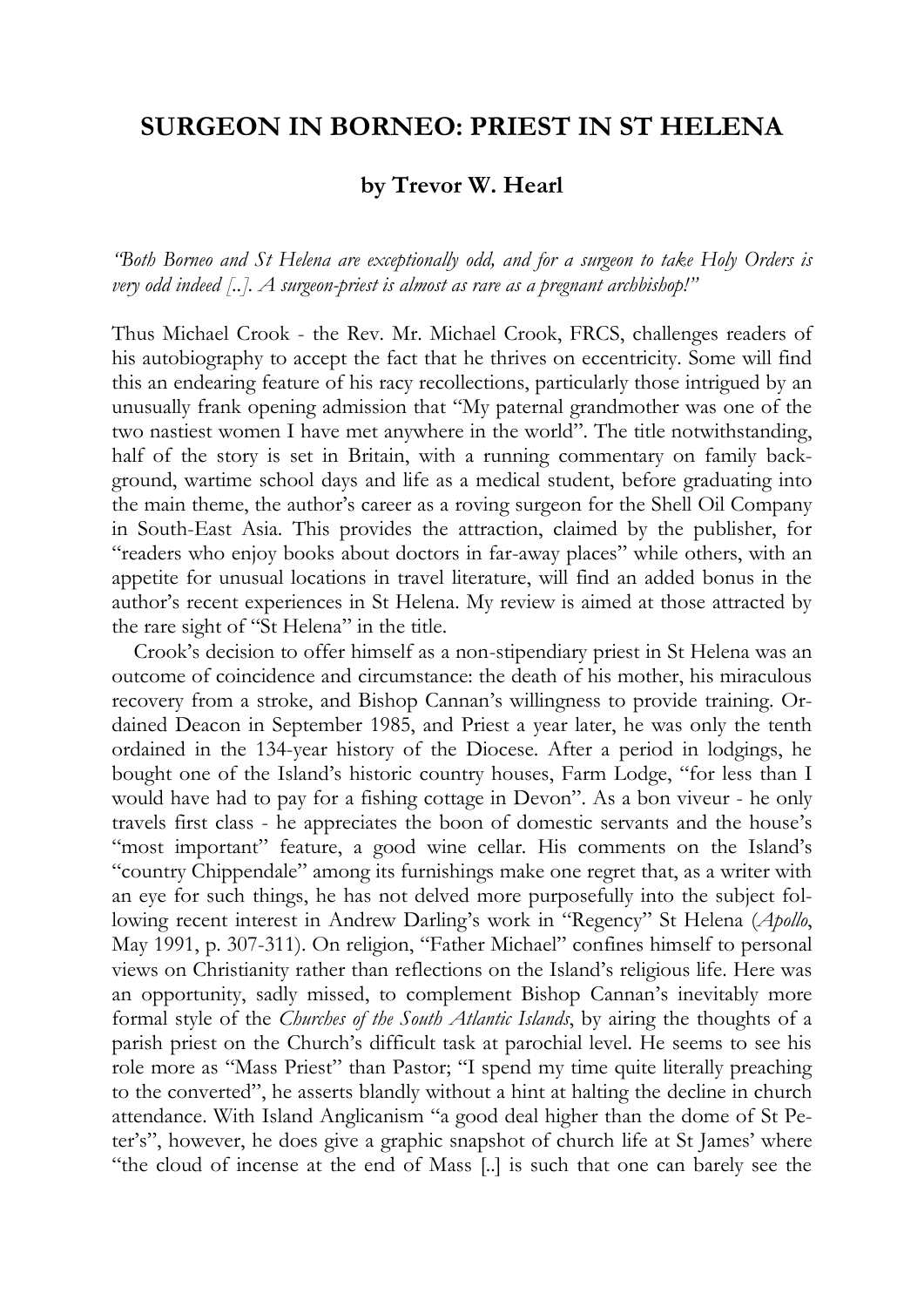# SURGEON IN BORNEO: PRIEST IN ST HELENA

### by Trevor W. Hearl

*"Both Borneo and St Helena are exceptionally odd, and for a surgeon to take Holy Orders is very odd indeed [..]. A surgeon-priest is almost as rare as a pregnant archbishop!"*

Thus Michael Crook - the Rev. Mr. Michael Crook, FRCS, challenges readers of his autobiography to accept the fact that he thrives on eccentricity. Some will find this an endearing feature of his racy recollections, particularly those intrigued by an unusually frank opening admission that "My paternal grandmother was one of the two nastiest women I have met anywhere in the world". The title notwithstanding, half of the story is set in Britain, with a running commentary on family background, wartime school days and life as a medical student, before graduating into the main theme, the author's career as a roving surgeon for the Shell Oil Company in South-East Asia. This provides the attraction, claimed by the publisher, for "readers who enjoy books about doctors in far-away places" while others, with an appetite for unusual locations in travel literature, will find an added bonus in the author's recent experiences in St Helena. My review is aimed at those attracted by the rare sight of "St Helena" in the title.

Crook's decision to offer himself as a non-stipendiary priest in St Helena was an outcome of coincidence and circumstance: the death of his mother, his miraculous recovery from a stroke, and Bishop Cannan's willingness to provide training. Ordained Deacon in September 1985, and Priest a year later, he was only the tenth ordained in the 134-year history of the Diocese. After a period in lodgings, he bought one of the Island's historic country houses, Farm Lodge, "for less than I would have had to pay for a fishing cottage in Devon". As a bon viveur - he only travels first class - he appreciates the boon of domestic servants and the house's "most important" feature, a good wine cellar. His comments on the Island's "country Chippendale" among its furnishings make one regret that, as a writer with an eye for such things, he has not delved more purposefully into the subject following recent interest in Andrew Darling's work in "Regency" St Helena (*Apollo*, May 1991, p. 307-311). On religion, "Father Michael" confines himself to personal views on Christianity rather than reflections on the Island's religious life. Here was an opportunity, sadly missed, to complement Bishop Cannan's inevitably more formal style of the *Churches of the South Atlantic Islands*, by airing the thoughts of a parish priest on the Church's difficult task at parochial level. He seems to see his role more as "Mass Priest" than Pastor; "I spend my time quite literally preaching to the converted", he asserts blandly without a hint at halting the decline in church attendance. With Island Anglicanism "a good deal higher than the dome of St Peter's", however, he does give a graphic snapshot of church life at St James' where "the cloud of incense at the end of Mass [..] is such that one can barely see the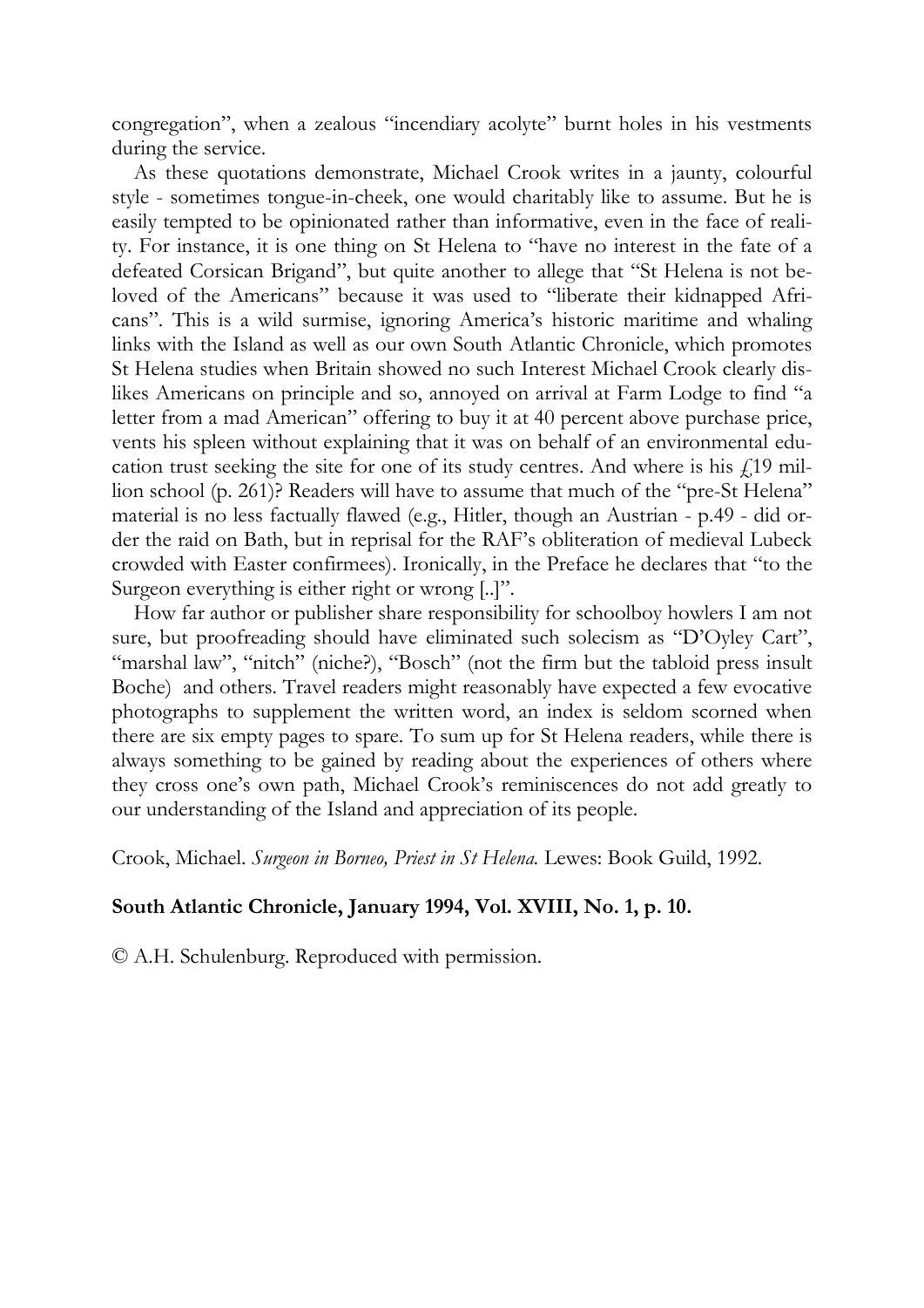congregation", when a zealous "incendiary acolyte" burnt holes in his vestments during the service.

As these quotations demonstrate, Michael Crook writes in a jaunty, colourful style - sometimes tongue-in-cheek, one would charitably like to assume. But he is easily tempted to be opinionated rather than informative, even in the face of reality. For instance, it is one thing on St Helena to "have no interest in the fate of a defeated Corsican Brigand", but quite another to allege that "St Helena is not beloved of the Americans" because it was used to "liberate their kidnapped Africans". This is a wild surmise, ignoring America's historic maritime and whaling links with the Island as well as our own South Atlantic Chronicle, which promotes St Helena studies when Britain showed no such Interest Michael Crook clearly dislikes Americans on principle and so, annoyed on arrival at Farm Lodge to find "a letter from a mad American" offering to buy it at 40 percent above purchase price, vents his spleen without explaining that it was on behalf of an environmental education trust seeking the site for one of its study centres. And where is his £19 million school (p. 261)? Readers will have to assume that much of the "pre-St Helena" material is no less factually flawed (e.g., Hitler, though an Austrian - p.49 - did order the raid on Bath, but in reprisal for the RAF's obliteration of medieval Lubeck crowded with Easter confirmees). Ironically, in the Preface he declares that "to the Surgeon everything is either right or wrong [..]".

How far author or publisher share responsibility for schoolboy howlers I am not sure, but proofreading should have eliminated such solecism as "D'Oyley Cart", "marshal law", "nitch" (niche?), "Bosch" (not the firm but the tabloid press insult Boche) and others. Travel readers might reasonably have expected a few evocative photographs to supplement the written word, an index is seldom scorned when there are six empty pages to spare. To sum up for St Helena readers, while there is always something to be gained by reading about the experiences of others where they cross one's own path, Michael Crook's reminiscences do not add greatly to our understanding of the Island and appreciation of its people.

Crook, Michael. *Surgeon in Borneo, Priest in St Helena.* Lewes: Book Guild, 1992.

**South Atlantic Chronicle, January 1994, Vol. XVIII, No. 1, p. 10.**

© A.H. Schulenburg. Reproduced with permission.